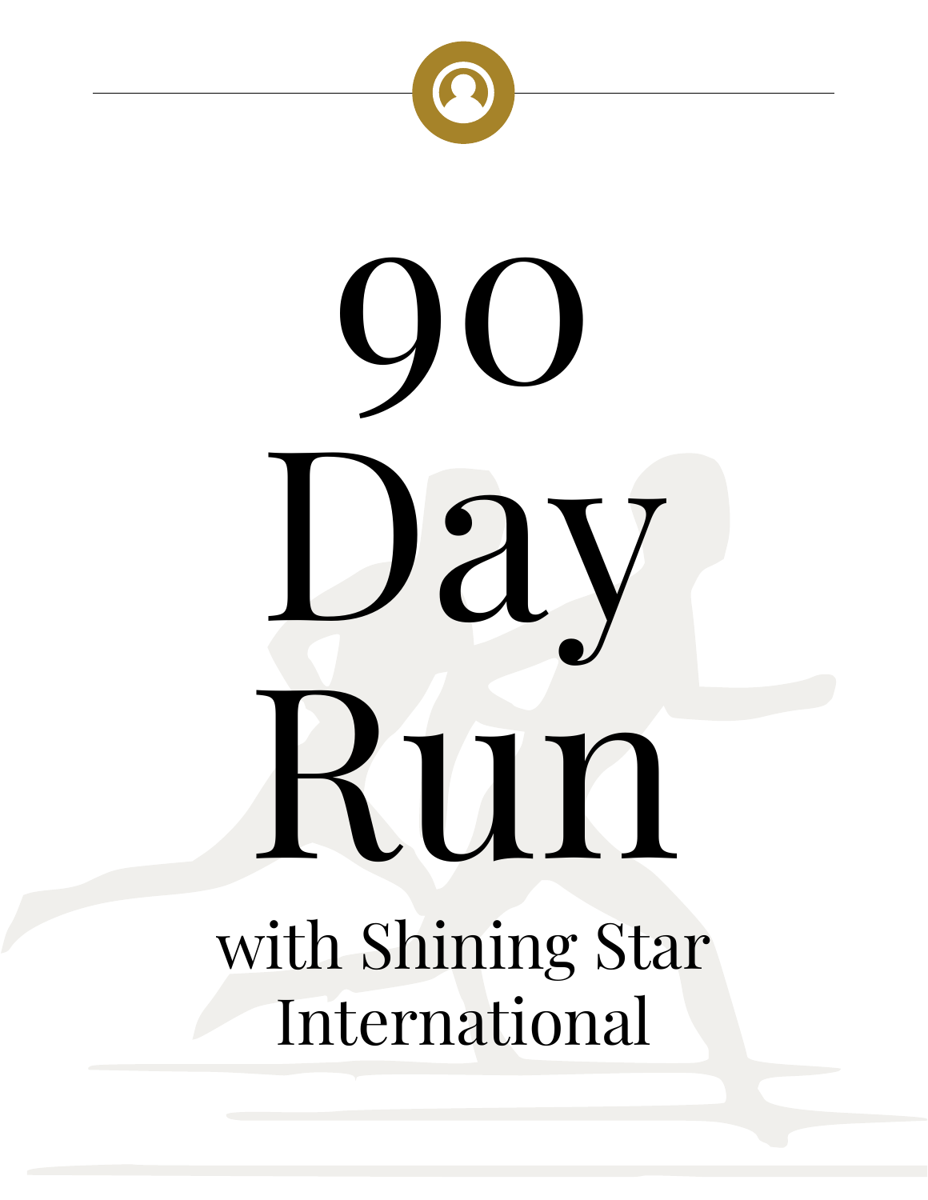# 90 Day Run

## with Shining Star International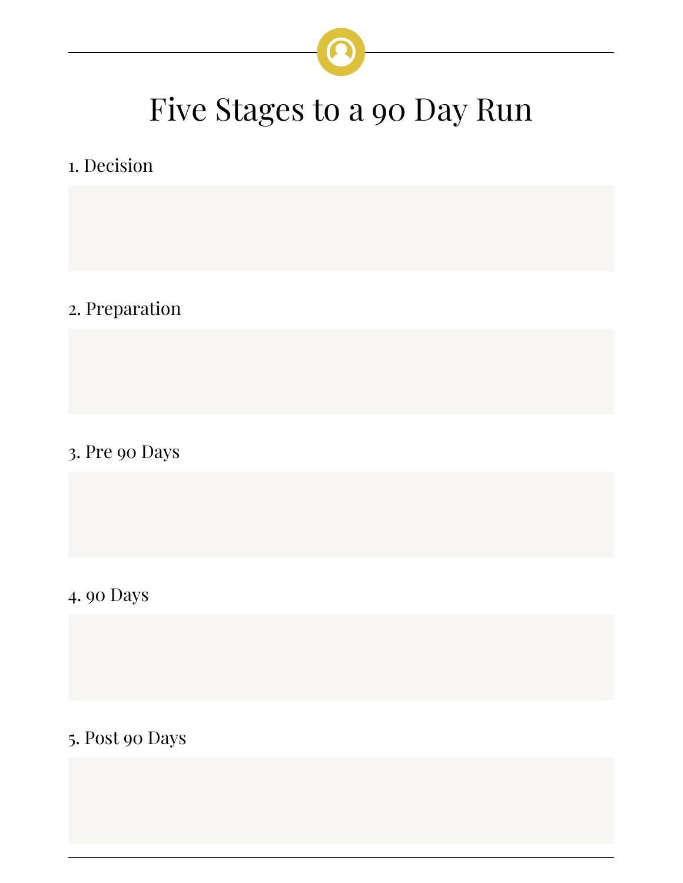# Five Stages to a 90 Day Run

1. Decision

2. Preparation

3. Pre 90 Days

4. 90 Days

5. Post 90 Days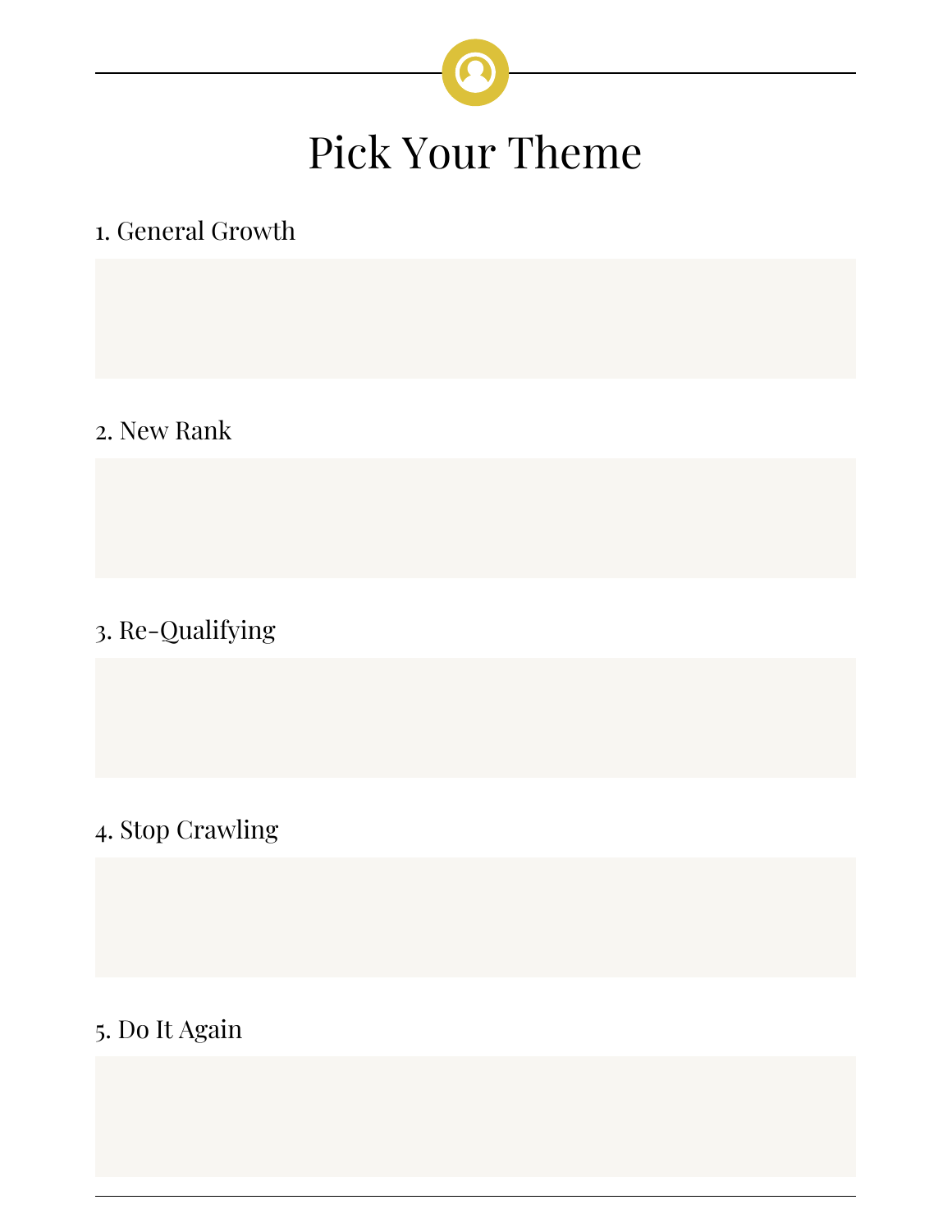# Pick Your Theme

1. General Growth

2. New Rank

3. Re-Qualifying

4. Stop Crawling

5. Do It Again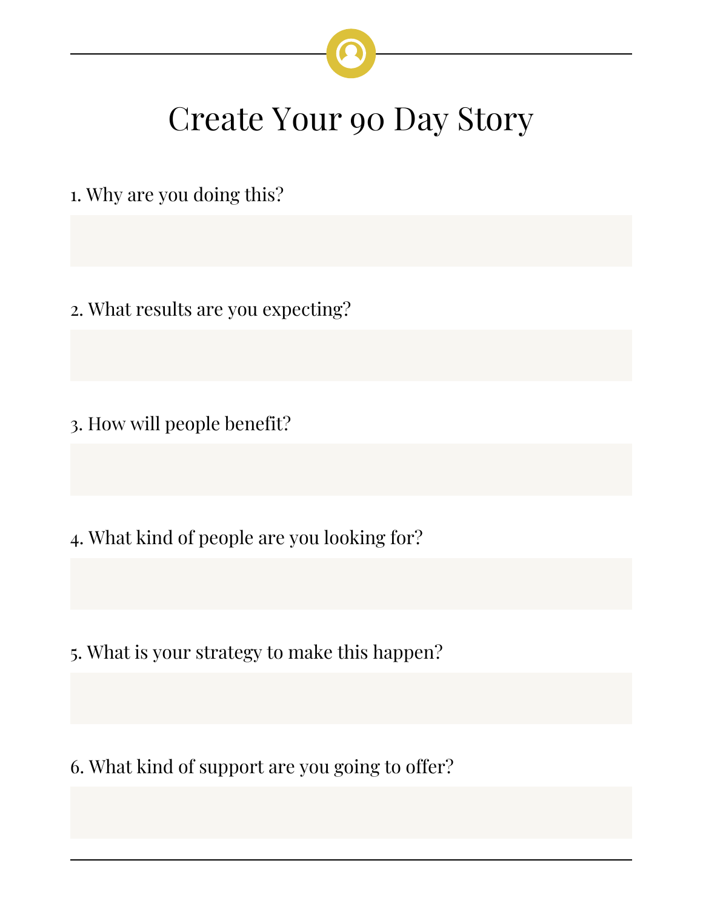# Create Your 90 Day Story

1. Why are you doing this?

2. What results are you expecting?

3. How will people benefit?

4. What kind of people are you looking for?

5. What is your strategy to make this happen?

6. What kind of support are you going to offer?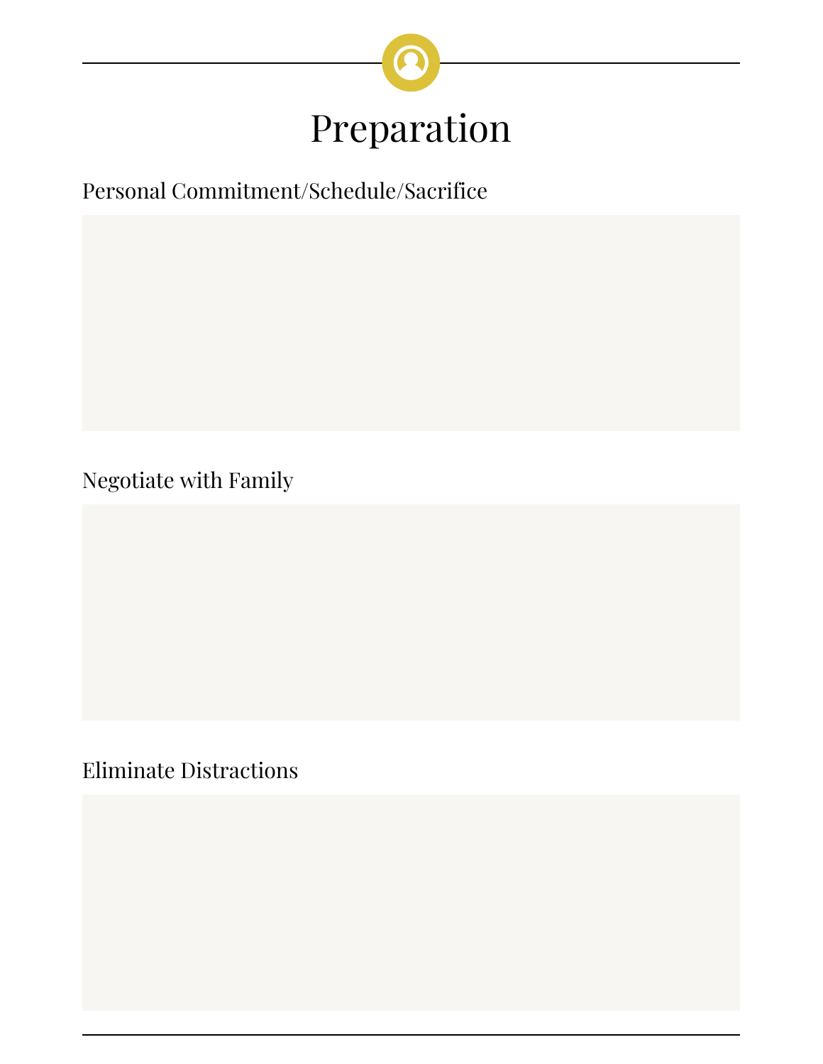# Preparation

## Personal Commitment/Schedule/Sacrifice

## Negotiate with Family

## Eliminate Distractions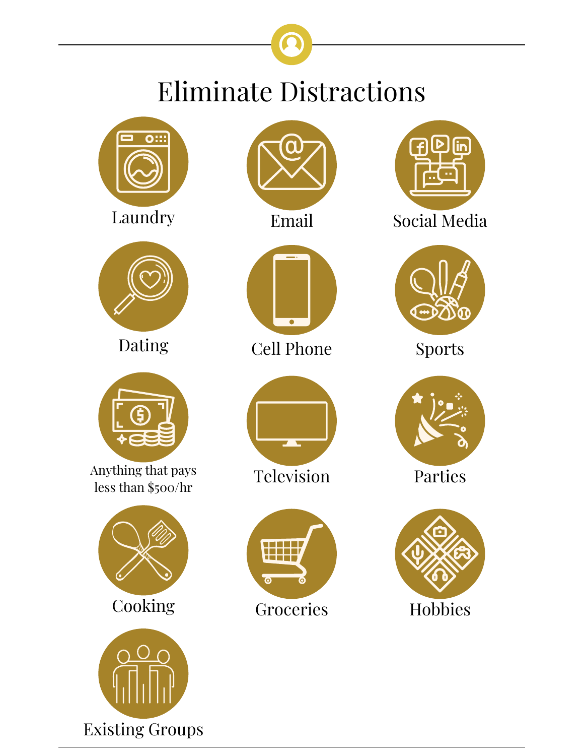# Eliminate Distractions

- Laundry
- Email
- Social Media
- Dating
- Cell Phone
- Sports
- Anything that pays less than $500/hr
- Television
- Parties
- Cooking
- Groceries
- Hobbies
- Existing Groups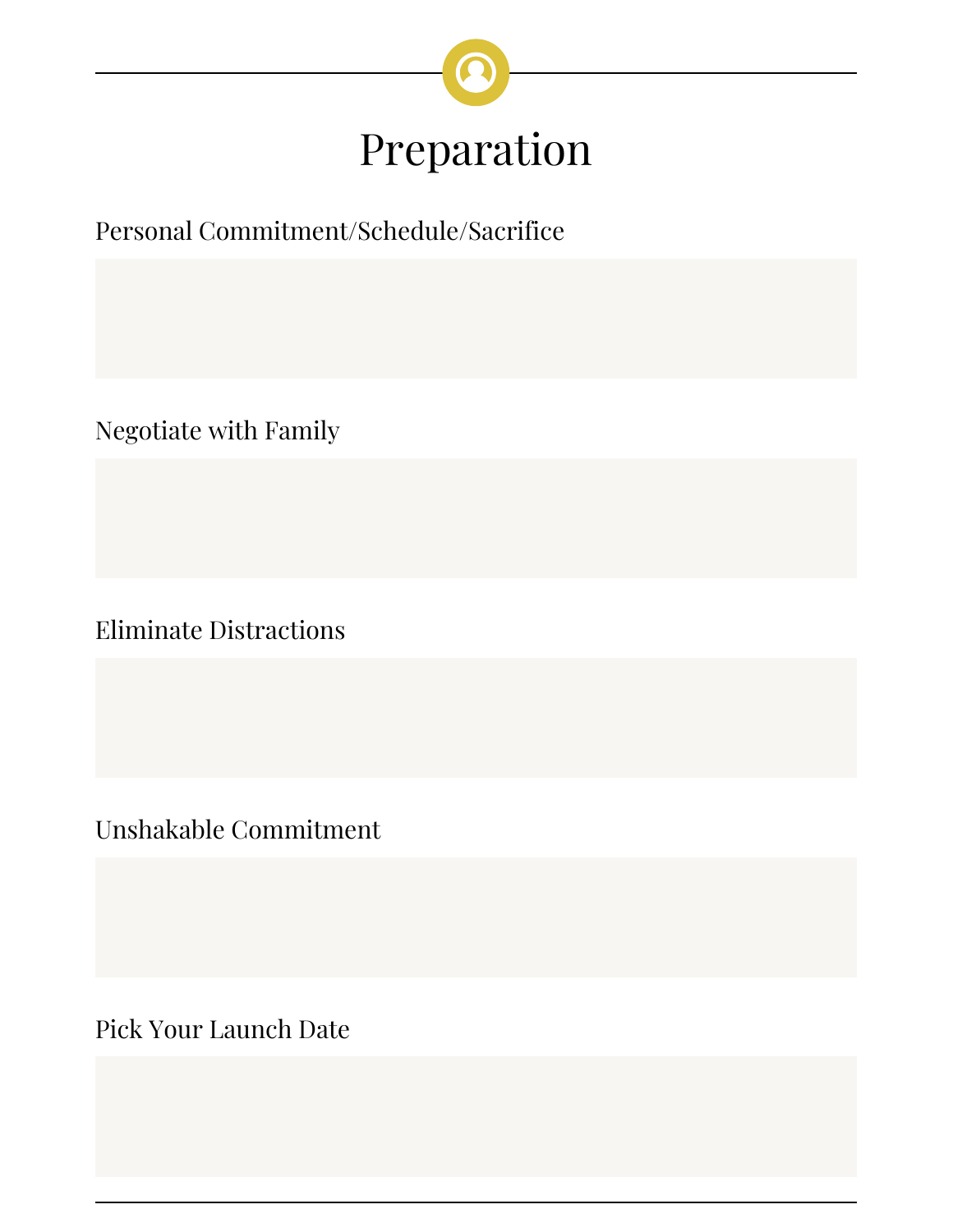# Preparation

Personal Commitment/Schedule/Sacrifice

Negotiate with Family

Eliminate Distractions

Unshakable Commitment

Pick Your Launch Date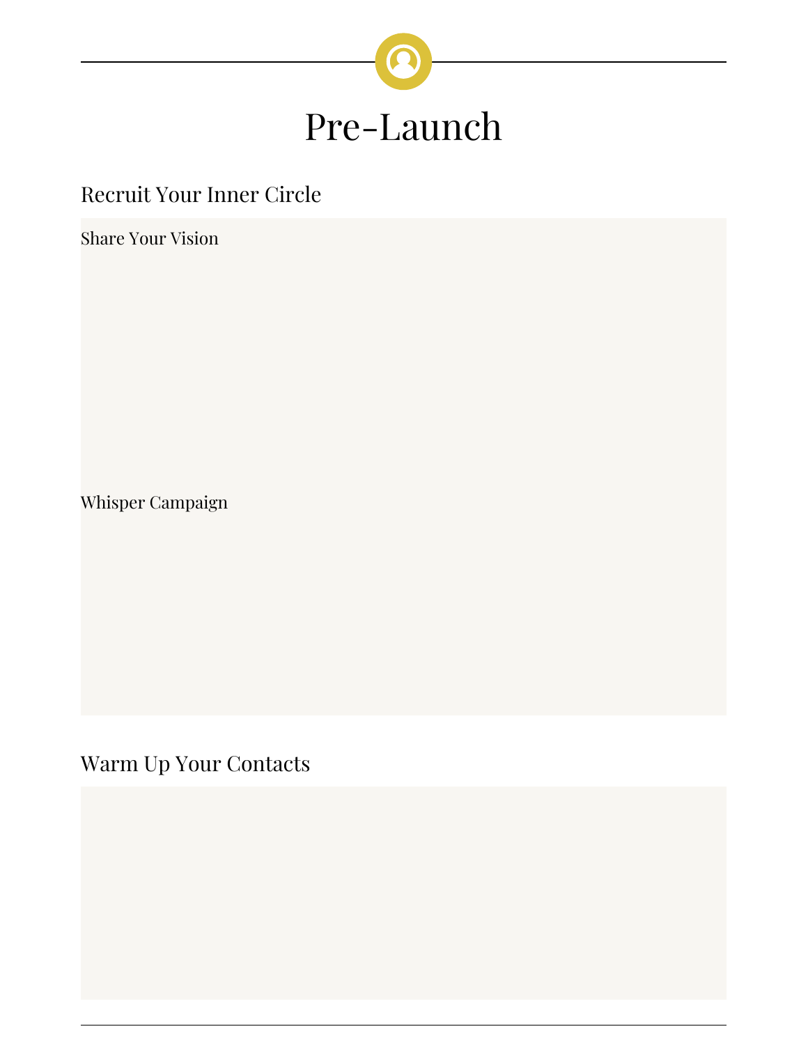# Pre-Launch

## Recruit Your Inner Circle

### Share Your Vision

### Whisper Campaign

## Warm Up Your Contacts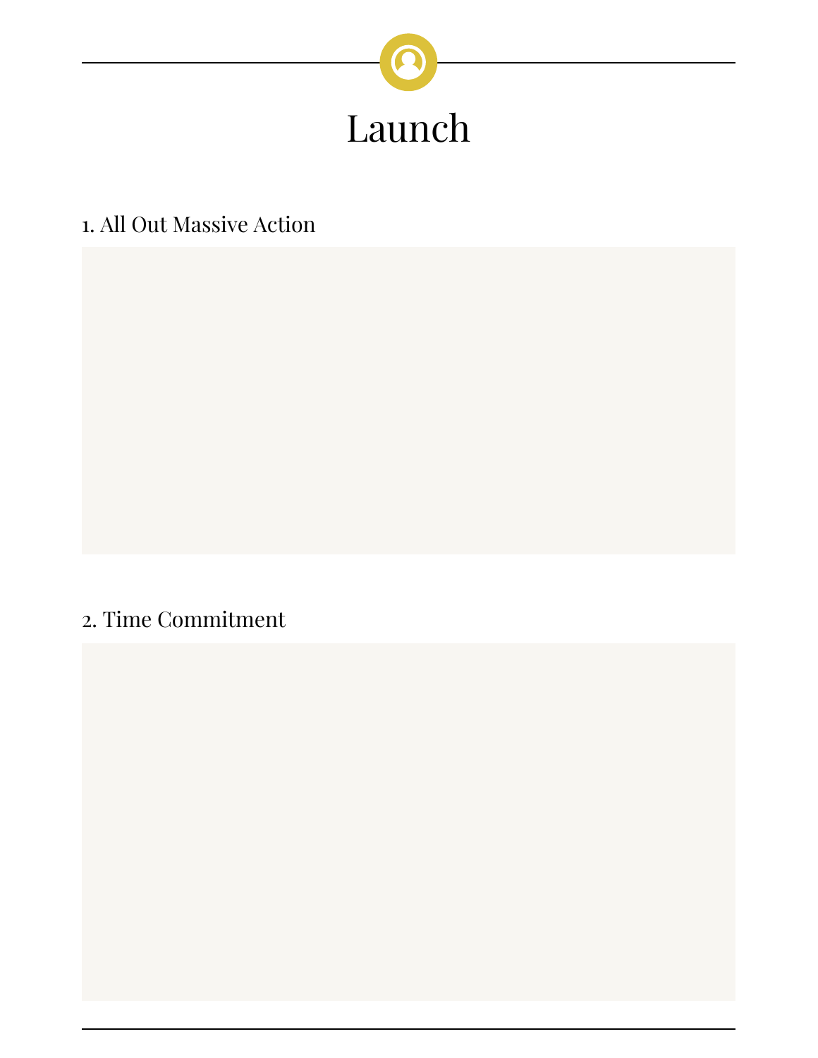# Launch

1. All Out Massive Action

2. Time Commitment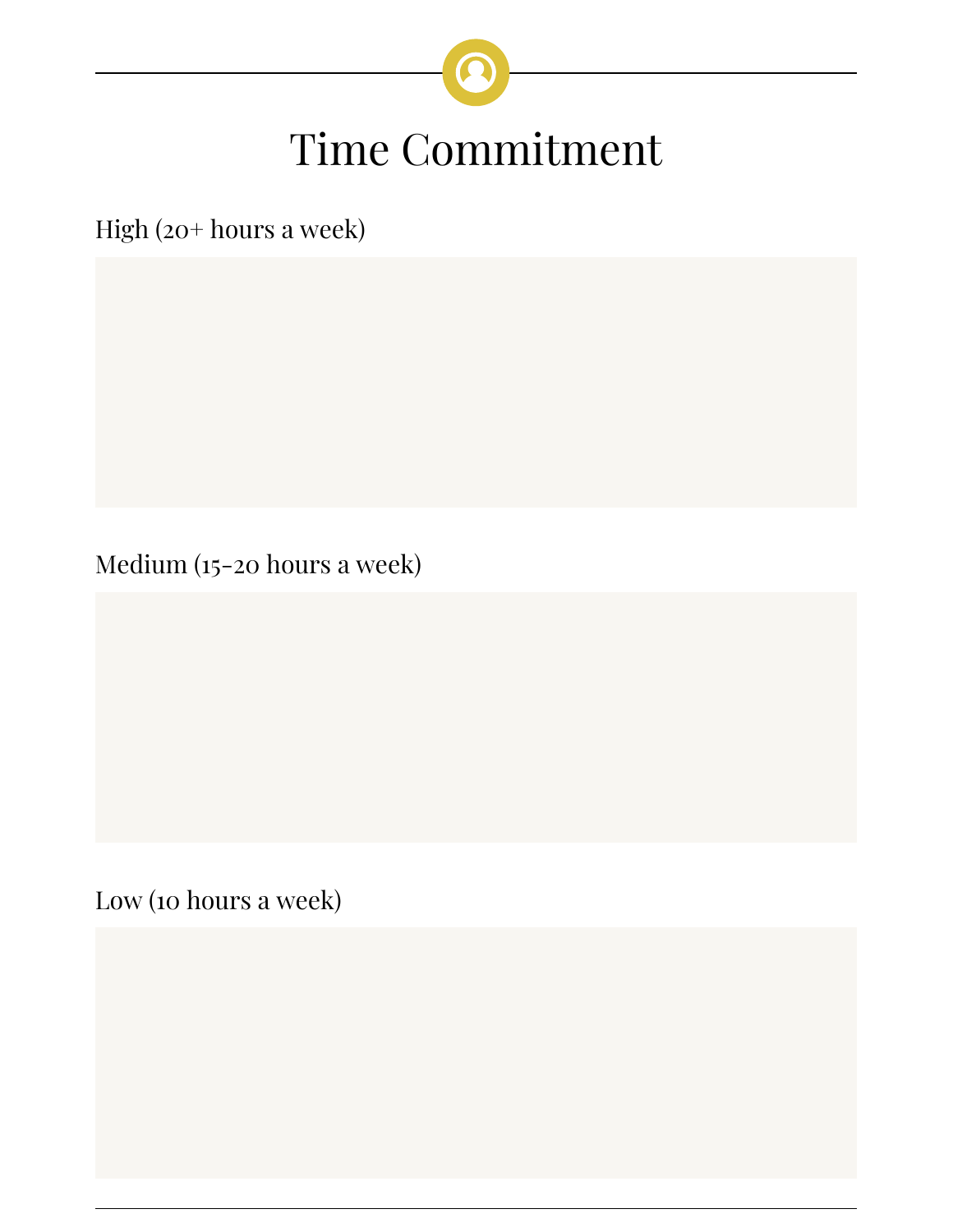# Time Commitment

High (20+ hours a week)

Medium (15-20 hours a week)

Low (10 hours a week)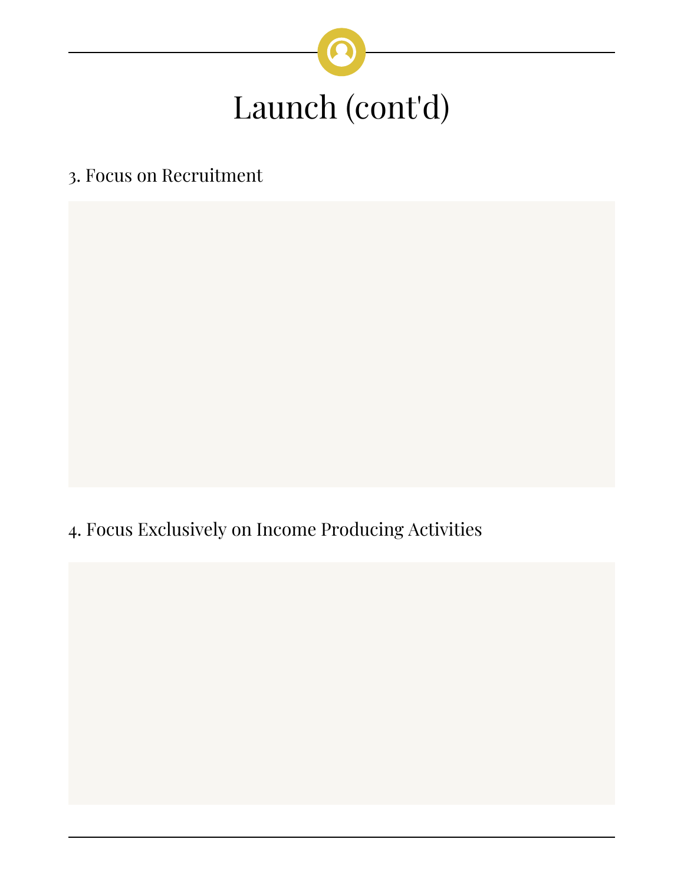# Launch (cont'd)

3. Focus on Recruitment

4. Focus Exclusively on Income Producing Activities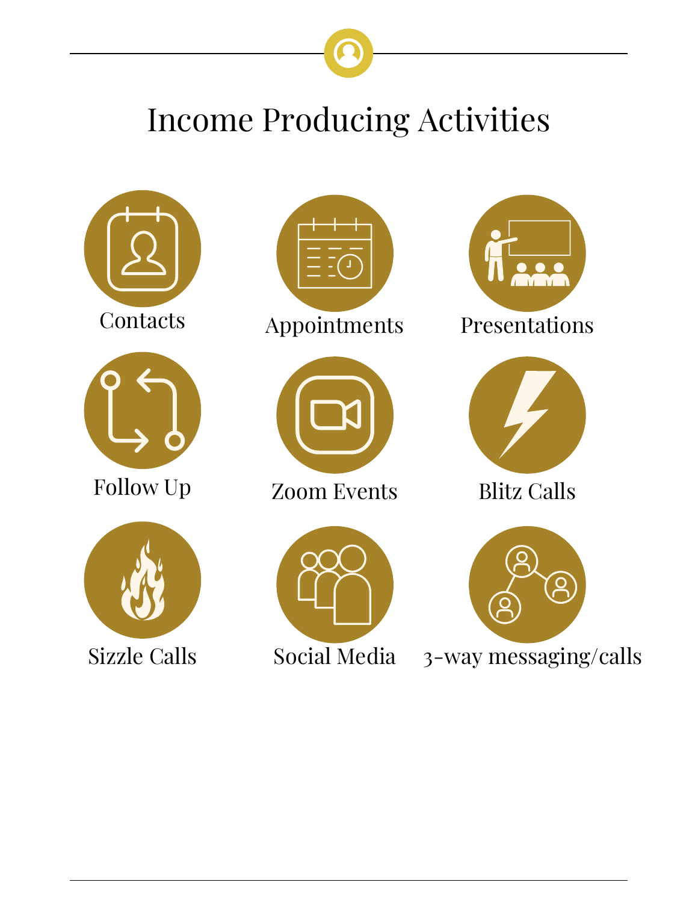# Income Producing Activities

- Contacts
- Appointments
- Presentations
- Follow Up
- Zoom Events
- Blitz Calls
- Sizzle Calls
- Social Media
- 3-way messaging/calls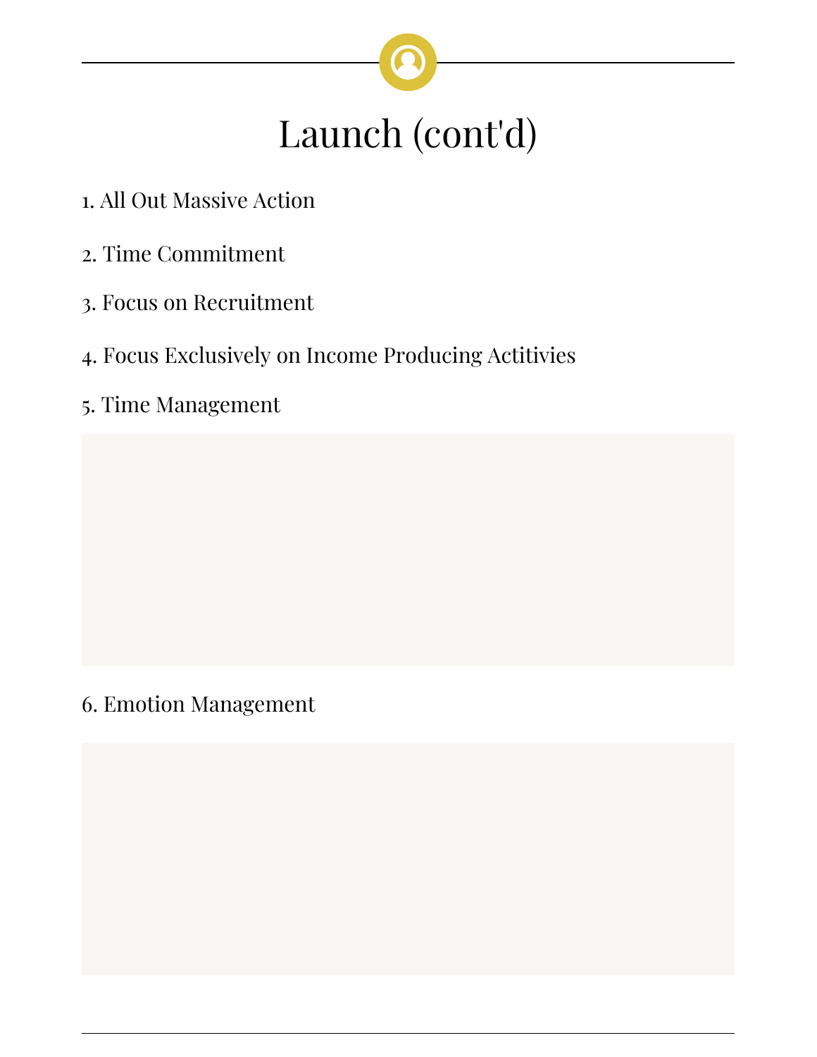# Launch (cont'd)

1. All Out Massive Action
2. Time Commitment
3. Focus on Recruitment
4. Focus Exclusively on Income Producing Actitivies
5. Time Management

6. Emotion Management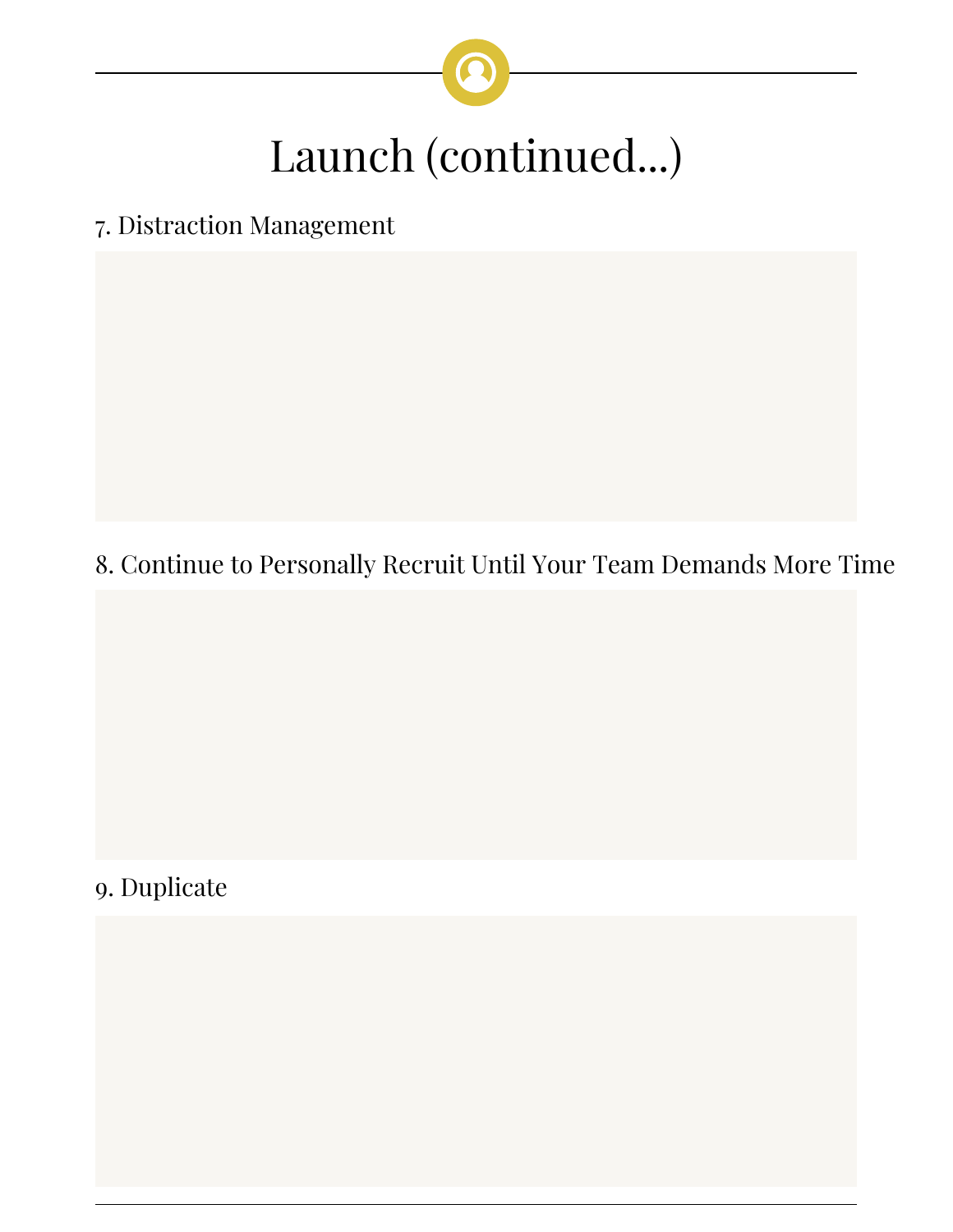# Launch (continued...)

7. Distraction Management

8. Continue to Personally Recruit Until Your Team Demands More Time

9. Duplicate